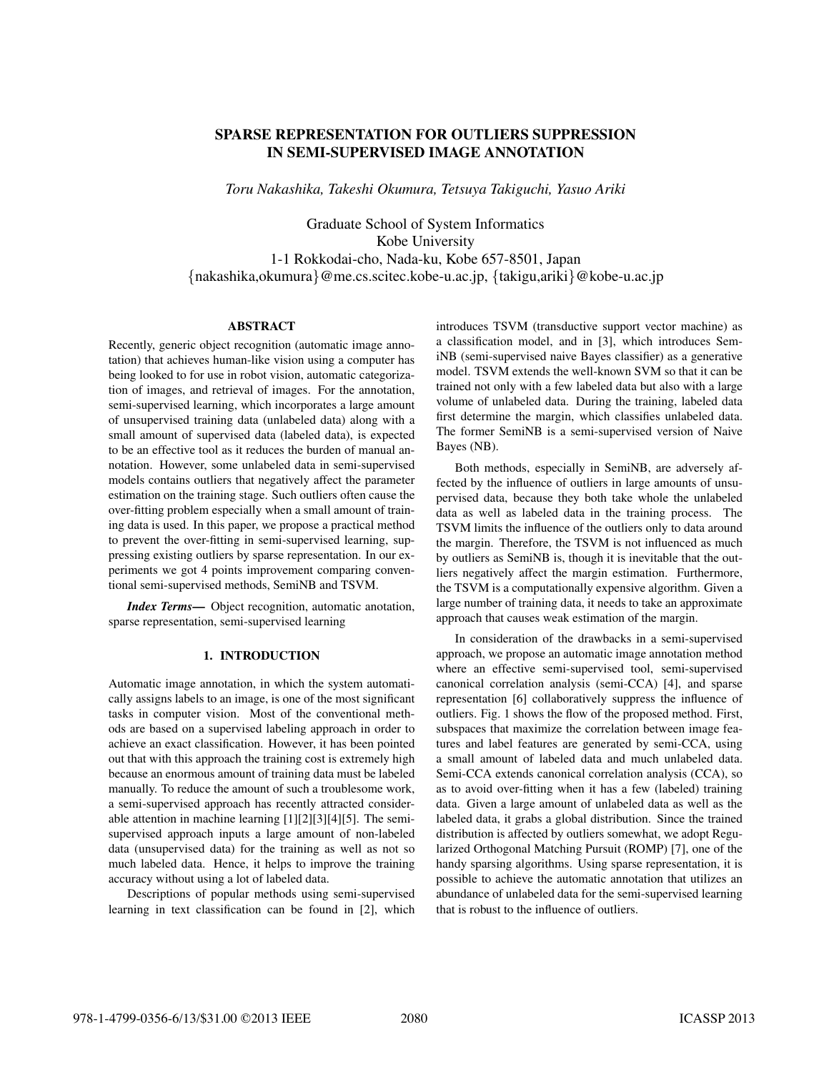# SPARSE REPRESENTATION FOR OUTLIERS SUPPRESSION IN SEMI-SUPERVISED IMAGE ANNOTATION

*Toru Nakashika, Takeshi Okumura, Tetsuya Takiguchi, Yasuo Ariki*

Graduate School of System Informatics
Kobe University
1-1 Rokkodai-cho, Nada-ku, Kobe 657-8501, Japan
{nakashika,okumura}@me.cs.scitec.kobe-u.ac.jp, {takigu,ariki}@kobe-u.ac.jp

## ABSTRACT

Recently, generic object recognition (automatic image annotation) that achieves human-like vision using a computer has being looked to for use in robot vision, automatic categorization of images, and retrieval of images. For the annotation, semi-supervised learning, which incorporates a large amount of unsupervised training data (unlabeled data) along with a small amount of supervised data (labeled data), is expected to be an effective tool as it reduces the burden of manual annotation. However, some unlabeled data in semi-supervised models contains outliers that negatively affect the parameter estimation on the training stage. Such outliers often cause the over-fitting problem especially when a small amount of training data is used. In this paper, we propose a practical method to prevent the over-fitting in semi-supervised learning, suppressing existing outliers by sparse representation. In our experiments we got 4 points improvement comparing conventional semi-supervised methods, SemiNB and TSVM.

***Index Terms*—** Object recognition, automatic anotation, sparse representation, semi-supervised learning

## 1. INTRODUCTION

Automatic image annotation, in which the system automatically assigns labels to an image, is one of the most significant tasks in computer vision. Most of the conventional methods are based on a supervised labeling approach in order to achieve an exact classification. However, it has been pointed out that with this approach the training cost is extremely high because an enormous amount of training data must be labeled manually. To reduce the amount of such a troublesome work, a semi-supervised approach has recently attracted considerable attention in machine learning [1][2][3][4][5]. The semi-supervised approach inputs a large amount of non-labeled data (unsupervised data) for the training as well as not so much labeled data. Hence, it helps to improve the training accuracy without using a lot of labeled data.

Descriptions of popular methods using semi-supervised learning in text classification can be found in [2], which introduces TSVM (transductive support vector machine) as a classification model, and in [3], which introduces SemiNB (semi-supervised naive Bayes classifier) as a generative model. TSVM extends the well-known SVM so that it can be trained not only with a few labeled data but also with a large volume of unlabeled data. During the training, labeled data first determine the margin, which classifies unlabeled data. The former SemiNB is a semi-supervised version of Naive Bayes (NB).

Both methods, especially in SemiNB, are adversely affected by the influence of outliers in large amounts of unsupervised data, because they both take whole the unlabeled data as well as labeled data in the training process. The TSVM limits the influence of the outliers only to data around the margin. Therefore, the TSVM is not influenced as much by outliers as SemiNB is, though it is inevitable that the outliers negatively affect the margin estimation. Furthermore, the TSVM is a computationally expensive algorithm. Given a large number of training data, it needs to take an approximate approach that causes weak estimation of the margin.

In consideration of the drawbacks in a semi-supervised approach, we propose an automatic image annotation method where an effective semi-supervised tool, semi-supervised canonical correlation analysis (semi-CCA) [4], and sparse representation [6] collaboratively suppress the influence of outliers. Fig. 1 shows the flow of the proposed method. First, subspaces that maximize the correlation between image features and label features are generated by semi-CCA, using a small amount of labeled data and much unlabeled data. Semi-CCA extends canonical correlation analysis (CCA), so as to avoid over-fitting when it has a few (labeled) training data. Given a large amount of unlabeled data as well as the labeled data, it grabs a global distribution. Since the trained distribution is affected by outliers somewhat, we adopt Regularized Orthogonal Matching Pursuit (ROMP) [7], one of the handy sparsing algorithms. Using sparse representation, it is possible to achieve the automatic annotation that utilizes an abundance of unlabeled data for the semi-supervised learning that is robust to the influence of outliers.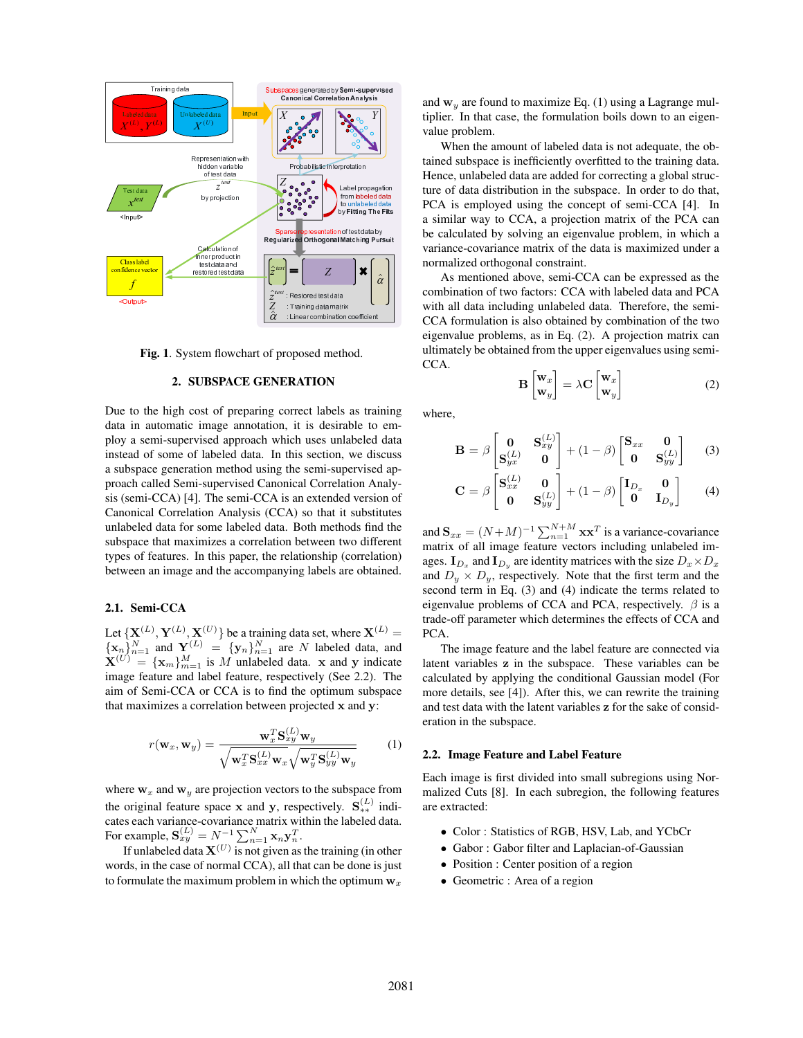**Fig. 1**. System flowchart of proposed method.

## 2. SUBSPACE GENERATION

Due to the high cost of preparing correct labels as training data in automatic image annotation, it is desirable to employ a semi-supervised approach which uses unlabeled data instead of some of labeled data. In this section, we discuss a subspace generation method using the semi-supervised approach called Semi-supervised Canonical Correlation Analysis (semi-CCA) [4]. The semi-CCA is an extended version of Canonical Correlation Analysis (CCA) so that it substitutes unlabeled data for some labeled data. Both methods find the subspace that maximizes a correlation between two different types of features. In this paper, the relationship (correlation) between an image and the accompanying labels are obtained.

### 2.1. Semi-CCA

Let $\{\mathbf{X}^{(L)}, \mathbf{Y}^{(L)}, \mathbf{X}^{(U)}\}$ be a training data set, where $\mathbf{X}^{(L)} = \{\mathbf{x}_n\}_{n=1}^{N}$ and $\mathbf{Y}^{(L)} = \{\mathbf{y}_n\}_{n=1}^{N}$ are $N$ labeled data, and $\mathbf{X}^{(U)} = \{\mathbf{x}_m\}_{m=1}^{M}$ is $M$ unlabeled data. $\mathbf{x}$ and $\mathbf{y}$ indicate image feature and label feature, respectively (See 2.2). The aim of Semi-CCA or CCA is to find the optimum subspace that maximizes a correlation between projected $\mathbf{x}$ and $\mathbf{y}$:

$$r(\mathbf{w}_x, \mathbf{w}_y) = \frac{\mathbf{w}_x^T \mathbf{S}_{xy}^{(L)} \mathbf{w}_y}{\sqrt{\mathbf{w}_x^T \mathbf{S}_{xx}^{(L)} \mathbf{w}_x}\sqrt{\mathbf{w}_y^T \mathbf{S}_{yy}^{(L)} \mathbf{w}_y}} \tag{1}$$

where $\mathbf{w}_x$ and $\mathbf{w}_y$ are projection vectors to the subspace from the original feature space $\mathbf{x}$ and $\mathbf{y}$, respectively. $\mathbf{S}_{**}^{(L)}$ indicates each variance-covariance matrix within the labeled data. For example, $\mathbf{S}_{xy}^{(L)} = N^{-1}\sum_{n=1}^{N} \mathbf{x}_n \mathbf{y}_n^T$.

If unlabeled data $\mathbf{X}^{(U)}$ is not given as the training (in other words, in the case of normal CCA), all that can be done is just to formulate the maximum problem in which the optimum $\mathbf{w}_x$ and $\mathbf{w}_y$ are found to maximize Eq. (1) using a Lagrange multiplier. In that case, the formulation boils down to an eigenvalue problem.

When the amount of labeled data is not adequate, the obtained subspace is inefficiently overfitted to the training data. Hence, unlabeled data are added for correcting a global structure of data distribution in the subspace. In order to do that, PCA is employed using the concept of semi-CCA [4]. In a similar way to CCA, a projection matrix of the PCA can be calculated by solving an eigenvalue problem, in which a variance-covariance matrix of the data is maximized under a normalized orthogonal constraint.

As mentioned above, semi-CCA can be expressed as the combination of two factors: CCA with labeled data and PCA with all data including unlabeled data. Therefore, the semi-CCA formulation is also obtained by combination of the two eigenvalue problems, as in Eq. (2). A projection matrix can ultimately be obtained from the upper eigenvalues using semi-CCA.

$$\mathbf{B}\begin{bmatrix}\mathbf{w}_x\\ \mathbf{w}_y\end{bmatrix} = \lambda \mathbf{C}\begin{bmatrix}\mathbf{w}_x\\ \mathbf{w}_y\end{bmatrix} \tag{2}$$

where,

$$\mathbf{B} = \beta\begin{bmatrix}\mathbf{0} & \mathbf{S}_{xy}^{(L)}\\ \mathbf{S}_{yx}^{(L)} & \mathbf{0}\end{bmatrix} + (1-\beta)\begin{bmatrix}\mathbf{S}_{xx} & \mathbf{0}\\ \mathbf{0} & \mathbf{S}_{yy}^{(L)}\end{bmatrix} \tag{3}$$

$$\mathbf{C} = \beta\begin{bmatrix}\mathbf{S}_{xx}^{(L)} & \mathbf{0}\\ \mathbf{0} & \mathbf{S}_{yy}^{(L)}\end{bmatrix} + (1-\beta)\begin{bmatrix}\mathbf{I}_{D_x} & \mathbf{0}\\ \mathbf{0} & \mathbf{I}_{D_y}\end{bmatrix} \tag{4}$$

and $\mathbf{S}_{xx} = (N+M)^{-1}\sum_{n=1}^{N+M} \mathbf{x}\mathbf{x}^T$ is a variance-covariance matrix of all image feature vectors including unlabeled images. $\mathbf{I}_{D_x}$ and $\mathbf{I}_{D_y}$ are identity matrices with the size $D_x \times D_x$ and $D_y \times D_y$, respectively. Note that the first term and the second term in Eq. (3) and (4) indicate the terms related to eigenvalue problems of CCA and PCA, respectively. $\beta$ is a trade-off parameter which determines the effects of CCA and PCA.

The image feature and the label feature are connected via latent variables $\mathbf{z}$ in the subspace. These variables can be calculated by applying the conditional Gaussian model (For more details, see [4]). After this, we can rewrite the training and test data with the latent variables $\mathbf{z}$ for the sake of consideration in the subspace.

### 2.2. Image Feature and Label Feature

Each image is first divided into small subregions using Normalized Cuts [8]. In each subregion, the following features are extracted:

- Color : Statistics of RGB, HSV, Lab, and YCbCr
- Gabor : Gabor filter and Laplacian-of-Gaussian
- Position : Center position of a region
- Geometric : Area of a region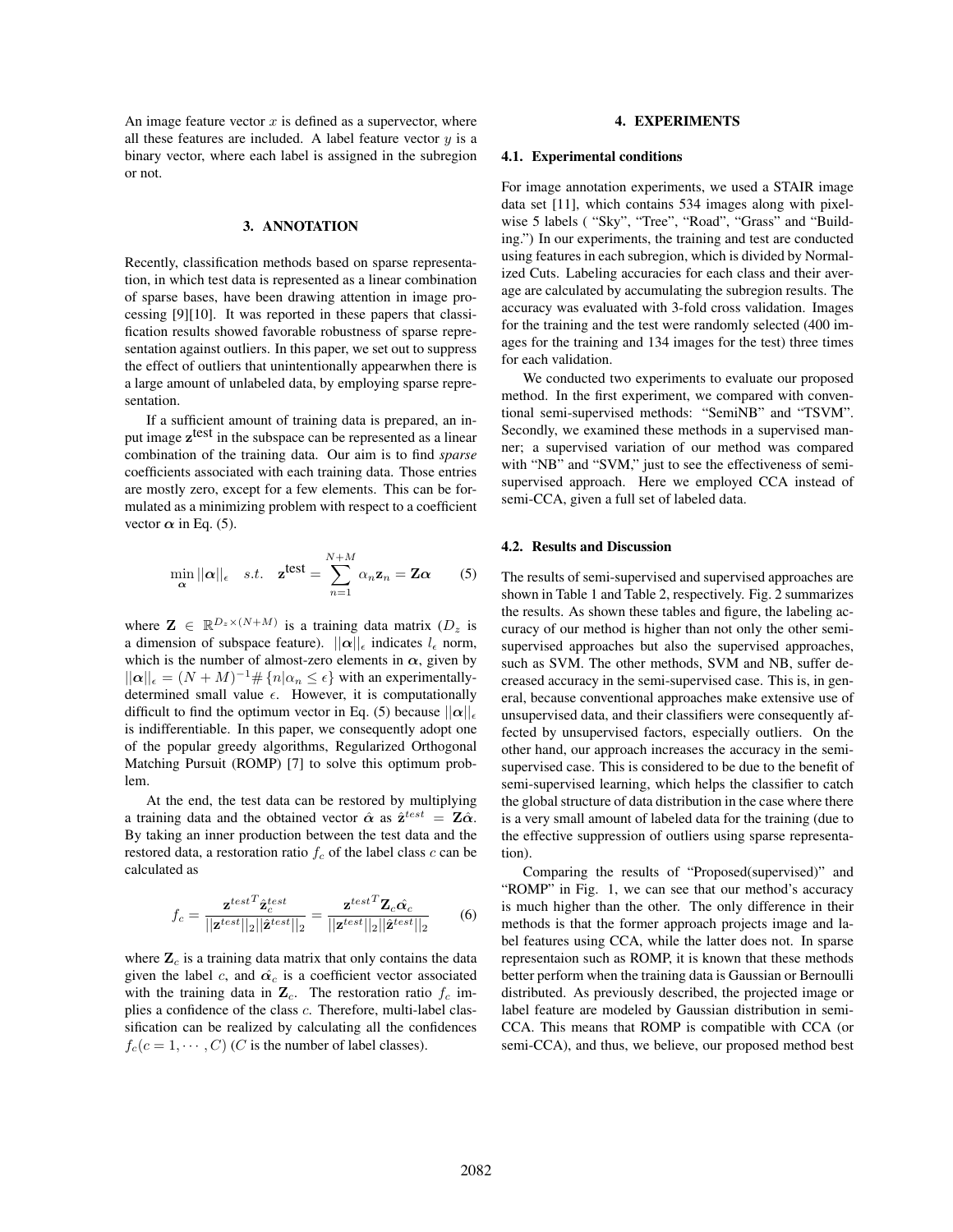An image feature vector $x$ is defined as a supervector, where all these features are included. A label feature vector $y$ is a binary vector, where each label is assigned in the subregion or not.

## 3. ANNOTATION

Recently, classification methods based on sparse representation, in which test data is represented as a linear combination of sparse bases, have been drawing attention in image processing [9][10]. It was reported in these papers that classification results showed favorable robustness of sparse representation against outliers. In this paper, we set out to suppress the effect of outliers that unintentionally appearwhen there is a large amount of unlabeled data, by employing sparse representation.

If a sufficient amount of training data is prepared, an input image $\mathbf{z}^{\text{test}}$ in the subspace can be represented as a linear combination of the training data. Our aim is to find *sparse* coefficients associated with each training data. Those entries are mostly zero, except for a few elements. This can be formulated as a minimizing problem with respect to a coefficient vector $\boldsymbol{\alpha}$ in Eq. (5).

$$\min_{\boldsymbol{\alpha}} ||\boldsymbol{\alpha}||_\epsilon \quad s.t. \quad \mathbf{z}^{\text{test}} = \sum_{n=1}^{N+M} \alpha_n \mathbf{z}_n = \mathbf{Z}\boldsymbol{\alpha} \tag{5}$$

where $\mathbf{Z} \in \mathbb{R}^{D_z \times (N+M)}$ is a training data matrix ($D_z$ is a dimension of subspace feature). $||\boldsymbol{\alpha}||_\epsilon$ indicates $l_\epsilon$ norm, which is the number of almost-zero elements in $\boldsymbol{\alpha}$, given by $||\boldsymbol{\alpha}||_\epsilon = (N+M)^{-1}\#\{n|\alpha_n \leq \epsilon\}$ with an experimentally-determined small value $\epsilon$. However, it is computationally difficult to find the optimum vector in Eq. (5) because $||\boldsymbol{\alpha}||_\epsilon$ is indifferentiable. In this paper, we consequently adopt one of the popular greedy algorithms, Regularized Orthogonal Matching Pursuit (ROMP) [7] to solve this optimum problem.

At the end, the test data can be restored by multiplying a training data and the obtained vector $\hat{\boldsymbol{\alpha}}$ as $\hat{\mathbf{z}}^{test} = \mathbf{Z}\hat{\boldsymbol{\alpha}}$. By taking an inner production between the test data and the restored data, a restoration ratio $f_c$ of the label class $c$ can be calculated as

$$f_c = \frac{\mathbf{z}^{test^T} \hat{\mathbf{z}}_c^{test}}{||\mathbf{z}^{test}||_2 ||\hat{\mathbf{z}}^{test}||_2} = \frac{\mathbf{z}^{test^T} \mathbf{Z}_c \hat{\boldsymbol{\alpha}_c}}{||\mathbf{z}^{test}||_2 ||\hat{\mathbf{z}}^{test}||_2} \tag{6}$$

where $\mathbf{Z}_c$ is a training data matrix that only contains the data given the label $c$, and $\hat{\boldsymbol{\alpha}_c}$ is a coefficient vector associated with the training data in $\mathbf{Z}_c$. The restoration ratio $f_c$ implies a confidence of the class $c$. Therefore, multi-label classification can be realized by calculating all the confidences $f_c(c = 1, \cdots, C)$ ($C$ is the number of label classes).

## 4. EXPERIMENTS

### 4.1. Experimental conditions

For image annotation experiments, we used a STAIR image data set [11], which contains 534 images along with pixel-wise 5 labels ( "Sky", "Tree", "Road", "Grass" and "Building.") In our experiments, the training and test are conducted using features in each subregion, which is divided by Normalized Cuts. Labeling accuracies for each class and their average are calculated by accumulating the subregion results. The accuracy was evaluated with 3-fold cross validation. Images for the training and the test were randomly selected (400 images for the training and 134 images for the test) three times for each validation.

We conducted two experiments to evaluate our proposed method. In the first experiment, we compared with conventional semi-supervised methods: "SemiNB" and "TSVM". Secondly, we examined these methods in a supervised manner; a supervised variation of our method was compared with "NB" and "SVM," just to see the effectiveness of semi-supervised approach. Here we employed CCA instead of semi-CCA, given a full set of labeled data.

### 4.2. Results and Discussion

The results of semi-supervised and supervised approaches are shown in Table 1 and Table 2, respectively. Fig. 2 summarizes the results. As shown these tables and figure, the labeling accuracy of our method is higher than not only the other semi-supervised approaches but also the supervised approaches, such as SVM. The other methods, SVM and NB, suffer decreased accuracy in the semi-supervised case. This is, in general, because conventional approaches make extensive use of unsupervised data, and their classifiers were consequently affected by unsupervised factors, especially outliers. On the other hand, our approach increases the accuracy in the semi-supervised case. This is considered to be due to the benefit of semi-supervised learning, which helps the classifier to catch the global structure of data distribution in the case where there is a very small amount of labeled data for the training (due to the effective suppression of outliers using sparse representation).

Comparing the results of "Proposed(supervised)" and "ROMP" in Fig. 1, we can see that our method's accuracy is much higher than the other. The only difference in their methods is that the former approach projects image and label features using CCA, while the latter does not. In sparse representaion such as ROMP, it is known that these methods better perform when the training data is Gaussian or Bernoulli distributed. As previously described, the projected image or label feature are modeled by Gaussian distribution in semi-CCA. This means that ROMP is compatible with CCA (or semi-CCA), and thus, we believe, our proposed method best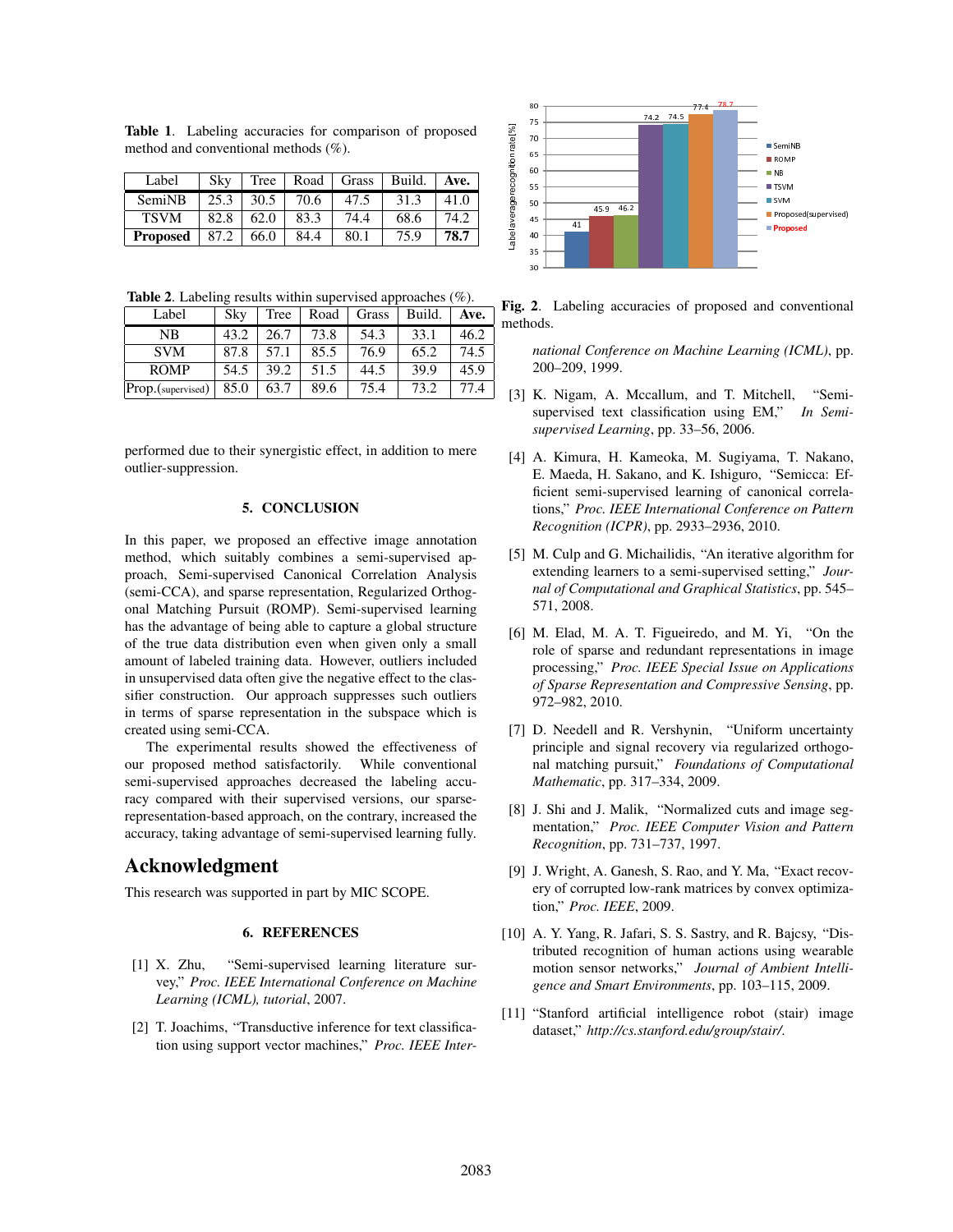**Table 1**. Labeling accuracies for comparison of proposed method and conventional methods (%).

| Label | Sky | Tree | Road | Grass | Build. | **Ave.** |
|---|---|---|---|---|---|---|
| SemiNB | 25.3 | 30.5 | 70.6 | 47.5 | 31.3 | 41.0 |
| TSVM | 82.8 | 62.0 | 83.3 | 74.4 | 68.6 | 74.2 |
| **Proposed** | 87.2 | 66.0 | 84.4 | 80.1 | 75.9 | **78.7** |

**Table 2**. Labeling results within supervised approaches (%).

| Label | Sky | Tree | Road | Grass | Build. | Ave. |
|---|---|---|---|---|---|---|
| NB | 43.2 | 26.7 | 73.8 | 54.3 | 33.1 | 46.2 |
| SVM | 87.8 | 57.1 | 85.5 | 76.9 | 65.2 | 74.5 |
| ROMP | 54.5 | 39.2 | 51.5 | 44.5 | 39.9 | 45.9 |
| Prop.(supervised) | 85.0 | 63.7 | 89.6 | 75.4 | 73.2 | 77.4 |

performed due to their synergistic effect, in addition to mere outlier-suppression.

## 5. CONCLUSION

In this paper, we proposed an effective image annotation method, which suitably combines a semi-supervised approach, Semi-supervised Canonical Correlation Analysis (semi-CCA), and sparse representation, Regularized Orthogonal Matching Pursuit (ROMP). Semi-supervised learning has the advantage of being able to capture a global structure of the true data distribution even when given only a small amount of labeled training data. However, outliers included in unsupervised data often give the negative effect to the classifier construction. Our approach suppresses such outliers in terms of sparse representation in the subspace which is created using semi-CCA.

The experimental results showed the effectiveness of our proposed method satisfactorily. While conventional semi-supervised approaches decreased the labeling accuracy compared with their supervised versions, our sparse-representation-based approach, on the contrary, increased the accuracy, taking advantage of semi-supervised learning fully.

## Acknowledgment

This research was supported in part by MIC SCOPE.

## 6. REFERENCES

[1] X. Zhu, "Semi-supervised learning literature survey," *Proc. IEEE International Conference on Machine Learning (ICML), tutorial*, 2007.

[2] T. Joachims, "Transductive inference for text classification using support vector machines," *Proc. IEEE International Conference on Machine Learning (ICML)*, pp. 200–209, 1999.

Label average recognition rate [%]

80, 75, 70, 65, 60, 55, 50, 45, 40, 35, 30

41, 45.9, 46.2, 74.2, 74.5, 77.4, 78.7

SemiNB, ROMP, NB, TSVM, SVM, Proposed(supervised), Proposed

**Fig. 2**. Labeling accuracies of proposed and conventional methods.

[3] K. Nigam, A. Mccallum, and T. Mitchell, "Semi-supervised text classification using EM," *In Semi-supervised Learning*, pp. 33–56, 2006.

[4] A. Kimura, H. Kameoka, M. Sugiyama, T. Nakano, E. Maeda, H. Sakano, and K. Ishiguro, "Semicca: Efficient semi-supervised learning of canonical correlations," *Proc. IEEE International Conference on Pattern Recognition (ICPR)*, pp. 2933–2936, 2010.

[5] M. Culp and G. Michailidis, "An iterative algorithm for extending learners to a semi-supervised setting," *Journal of Computational and Graphical Statistics*, pp. 545–571, 2008.

[6] M. Elad, M. A. T. Figueiredo, and M. Yi, "On the role of sparse and redundant representations in image processing," *Proc. IEEE Special Issue on Applications of Sparse Representation and Compressive Sensing*, pp. 972–982, 2010.

[7] D. Needell and R. Vershynin, "Uniform uncertainty principle and signal recovery via regularized orthogonal matching pursuit," *Foundations of Computational Mathematic*, pp. 317–334, 2009.

[8] J. Shi and J. Malik, "Normalized cuts and image segmentation," *Proc. IEEE Computer Vision and Pattern Recognition*, pp. 731–737, 1997.

[9] J. Wright, A. Ganesh, S. Rao, and Y. Ma, "Exact recovery of corrupted low-rank matrices by convex optimization," *Proc. IEEE*, 2009.

[10] A. Y. Yang, R. Jafari, S. S. Sastry, and R. Bajcsy, "Distributed recognition of human actions using wearable motion sensor networks," *Journal of Ambient Intelligence and Smart Environments*, pp. 103–115, 2009.

[11] "Stanford artificial intelligence robot (stair) image dataset," *http://cs.stanford.edu/group/stair/*.